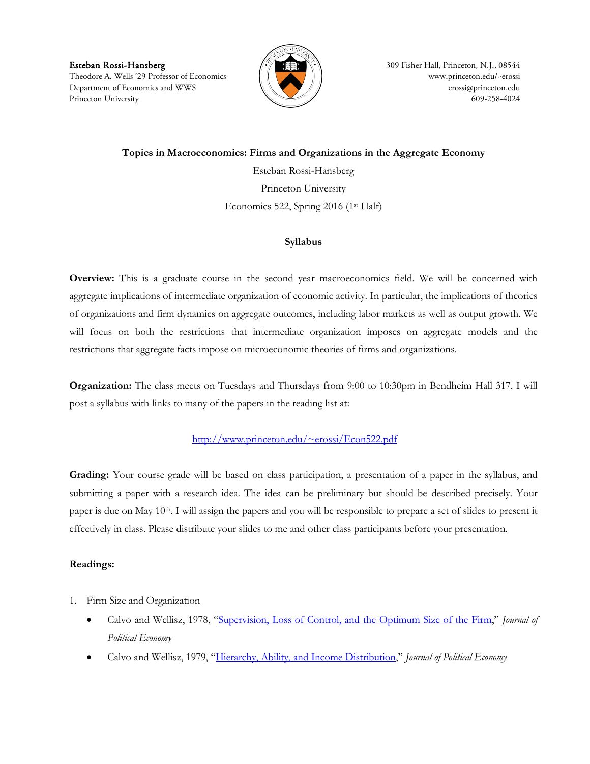**Esteban Rossi-Hansberg**
Theodore A. Wells '29 Professor of Economics
Department of Economics and WWS
Princeton University

309 Fisher Hall, Princeton, N.J., 08544
www.princeton.edu/~erossi
erossi@princeton.edu
609-258-4024

**Topics in Macroeconomics: Firms and Organizations in the Aggregate Economy**

Esteban Rossi-Hansberg

Princeton University

Economics 522, Spring 2016 (1st Half)

**Syllabus**

**Overview:** This is a graduate course in the second year macroeconomics field. We will be concerned with aggregate implications of intermediate organization of economic activity. In particular, the implications of theories of organizations and firm dynamics on aggregate outcomes, including labor markets as well as output growth. We will focus on both the restrictions that intermediate organization imposes on aggregate models and the restrictions that aggregate facts impose on microeconomic theories of firms and organizations.

**Organization:** The class meets on Tuesdays and Thursdays from 9:00 to 10:30pm in Bendheim Hall 317. I will post a syllabus with links to many of the papers in the reading list at:

http://www.princeton.edu/~erossi/Econ522.pdf

**Grading:** Your course grade will be based on class participation, a presentation of a paper in the syllabus, and submitting a paper with a research idea. The idea can be preliminary but should be described precisely. Your paper is due on May 10th. I will assign the papers and you will be responsible to prepare a set of slides to present it effectively in class. Please distribute your slides to me and other class participants before your presentation.

**Readings:**

1. Firm Size and Organization
   - Calvo and Wellisz, 1978, "Supervision, Loss of Control, and the Optimum Size of the Firm," *Journal of Political Economy*
   - Calvo and Wellisz, 1979, "Hierarchy, Ability, and Income Distribution," *Journal of Political Economy*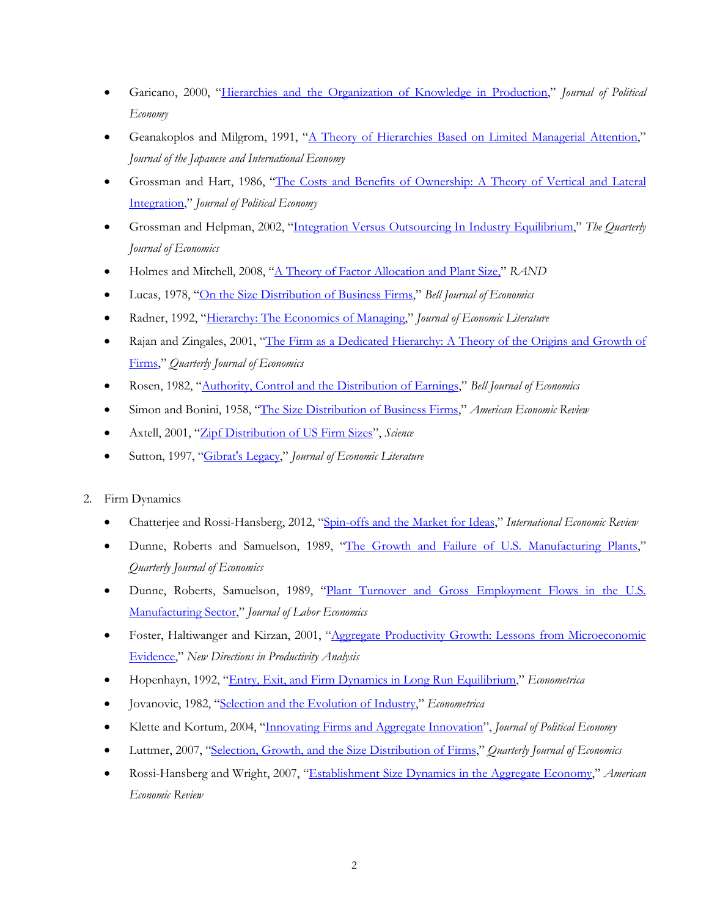- Garicano, 2000, "Hierarchies and the Organization of Knowledge in Production," *Journal of Political Economy*
- Geanakoplos and Milgrom, 1991, "A Theory of Hierarchies Based on Limited Managerial Attention," *Journal of the Japanese and International Economy*
- Grossman and Hart, 1986, "The Costs and Benefits of Ownership: A Theory of Vertical and Lateral Integration," *Journal of Political Economy*
- Grossman and Helpman, 2002, "Integration Versus Outsourcing In Industry Equilibrium," *The Quarterly Journal of Economics*
- Holmes and Mitchell, 2008, "A Theory of Factor Allocation and Plant Size," *RAND*
- Lucas, 1978, "On the Size Distribution of Business Firms," *Bell Journal of Economics*
- Radner, 1992, "Hierarchy: The Economics of Managing," *Journal of Economic Literature*
- Rajan and Zingales, 2001, "The Firm as a Dedicated Hierarchy: A Theory of the Origins and Growth of Firms," *Quarterly Journal of Economics*
- Rosen, 1982, "Authority, Control and the Distribution of Earnings," *Bell Journal of Economics*
- Simon and Bonini, 1958, "The Size Distribution of Business Firms," *American Economic Review*
- Axtell, 2001, "Zipf Distribution of US Firm Sizes", *Science*
- Sutton, 1997, "Gibrat's Legacy," *Journal of Economic Literature*

2. Firm Dynamics
   - Chatterjee and Rossi-Hansberg, 2012, "Spin-offs and the Market for Ideas," *International Economic Review*
   - Dunne, Roberts and Samuelson, 1989, "The Growth and Failure of U.S. Manufacturing Plants," *Quarterly Journal of Economics*
   - Dunne, Roberts, Samuelson, 1989, "Plant Turnover and Gross Employment Flows in the U.S. Manufacturing Sector," *Journal of Labor Economics*
   - Foster, Haltiwanger and Kirzan, 2001, "Aggregate Productivity Growth: Lessons from Microeconomic Evidence," *New Directions in Productivity Analysis*
   - Hopenhayn, 1992, "Entry, Exit, and Firm Dynamics in Long Run Equilibrium," *Econometrica*
   - Jovanovic, 1982, "Selection and the Evolution of Industry," *Econometrica*
   - Klette and Kortum, 2004, "Innovating Firms and Aggregate Innovation", *Journal of Political Economy*
   - Luttmer, 2007, "Selection, Growth, and the Size Distribution of Firms," *Quarterly Journal of Economics*
   - Rossi-Hansberg and Wright, 2007, "Establishment Size Dynamics in the Aggregate Economy," *American Economic Review*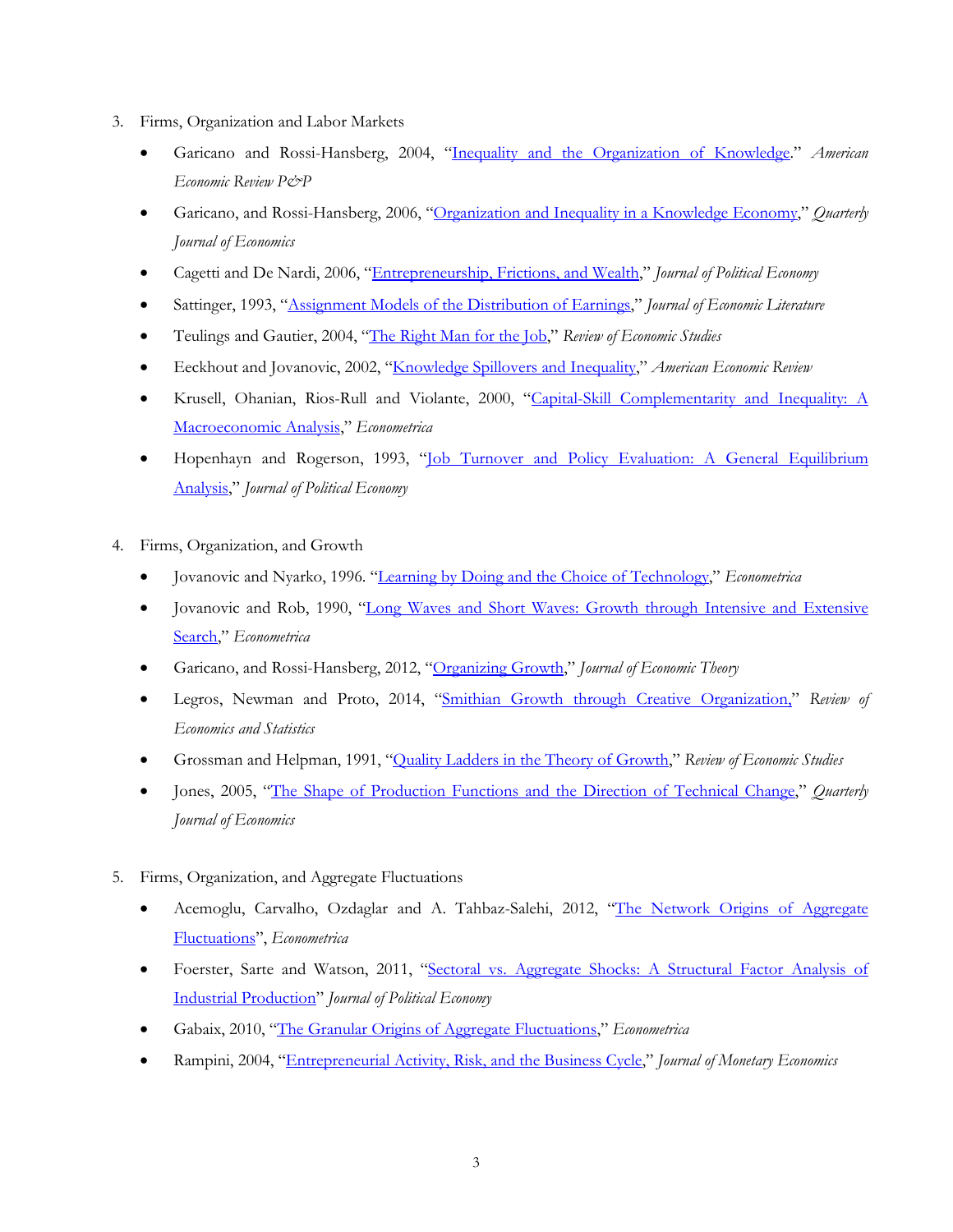3. Firms, Organization and Labor Markets
   - Garicano and Rossi-Hansberg, 2004, "Inequality and the Organization of Knowledge." *American Economic Review P&P*
   - Garicano, and Rossi-Hansberg, 2006, "Organization and Inequality in a Knowledge Economy," *Quarterly Journal of Economics*
   - Cagetti and De Nardi, 2006, "Entrepreneurship, Frictions, and Wealth," *Journal of Political Economy*
   - Sattinger, 1993, "Assignment Models of the Distribution of Earnings," *Journal of Economic Literature*
   - Teulings and Gautier, 2004, "The Right Man for the Job," *Review of Economic Studies*
   - Eeckhout and Jovanovic, 2002, "Knowledge Spillovers and Inequality," *American Economic Review*
   - Krusell, Ohanian, Rios-Rull and Violante, 2000, "Capital-Skill Complementarity and Inequality: A Macroeconomic Analysis," *Econometrica*
   - Hopenhayn and Rogerson, 1993, "Job Turnover and Policy Evaluation: A General Equilibrium Analysis," *Journal of Political Economy*

4. Firms, Organization, and Growth
   - Jovanovic and Nyarko, 1996. "Learning by Doing and the Choice of Technology," *Econometrica*
   - Jovanovic and Rob, 1990, "Long Waves and Short Waves: Growth through Intensive and Extensive Search," *Econometrica*
   - Garicano, and Rossi-Hansberg, 2012, "Organizing Growth," *Journal of Economic Theory*
   - Legros, Newman and Proto, 2014, "Smithian Growth through Creative Organization," *Review of Economics and Statistics*
   - Grossman and Helpman, 1991, "Quality Ladders in the Theory of Growth," *Review of Economic Studies*
   - Jones, 2005, "The Shape of Production Functions and the Direction of Technical Change," *Quarterly Journal of Economics*

5. Firms, Organization, and Aggregate Fluctuations
   - Acemoglu, Carvalho, Ozdaglar and A. Tahbaz-Salehi, 2012, "The Network Origins of Aggregate Fluctuations", *Econometrica*
   - Foerster, Sarte and Watson, 2011, "Sectoral vs. Aggregate Shocks: A Structural Factor Analysis of Industrial Production" *Journal of Political Economy*
   - Gabaix, 2010, "The Granular Origins of Aggregate Fluctuations," *Econometrica*
   - Rampini, 2004, "Entrepreneurial Activity, Risk, and the Business Cycle," *Journal of Monetary Economics*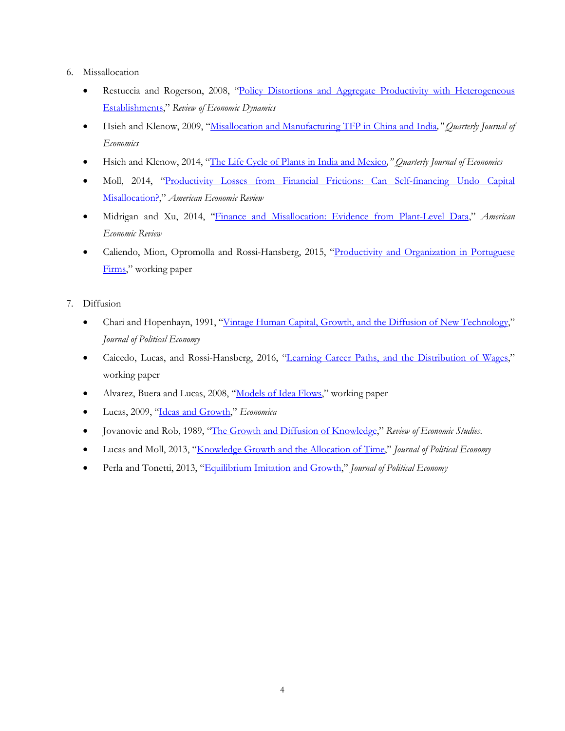6. Missallocation

   - Restuccia and Rogerson, 2008, "Policy Distortions and Aggregate Productivity with Heterogeneous Establishments," *Review of Economic Dynamics*
   - Hsieh and Klenow, 2009, "Misallocation and Manufacturing TFP in China and India," *Quarterly Journal of Economics*
   - Hsieh and Klenow, 2014, "The Life Cycle of Plants in India and Mexico," *Quarterly Journal of Economics*
   - Moll, 2014, "Productivity Losses from Financial Frictions: Can Self-financing Undo Capital Misallocation?," *American Economic Review*
   - Midrigan and Xu, 2014, "Finance and Misallocation: Evidence from Plant-Level Data," *American Economic Review*
   - Caliendo, Mion, Opromolla and Rossi-Hansberg, 2015, "Productivity and Organization in Portuguese Firms," working paper

7. Diffusion

   - Chari and Hopenhayn, 1991, "Vintage Human Capital, Growth, and the Diffusion of New Technology," *Journal of Political Economy*
   - Caicedo, Lucas, and Rossi-Hansberg, 2016, "Learning Career Paths, and the Distribution of Wages," working paper
   - Alvarez, Buera and Lucas, 2008, "Models of Idea Flows," working paper
   - Lucas, 2009, "Ideas and Growth," *Economica*
   - Jovanovic and Rob, 1989, "The Growth and Diffusion of Knowledge," *Review of Economic Studies.*
   - Lucas and Moll, 2013, "Knowledge Growth and the Allocation of Time," *Journal of Political Economy*
   - Perla and Tonetti, 2013, "Equilibrium Imitation and Growth," *Journal of Political Economy*